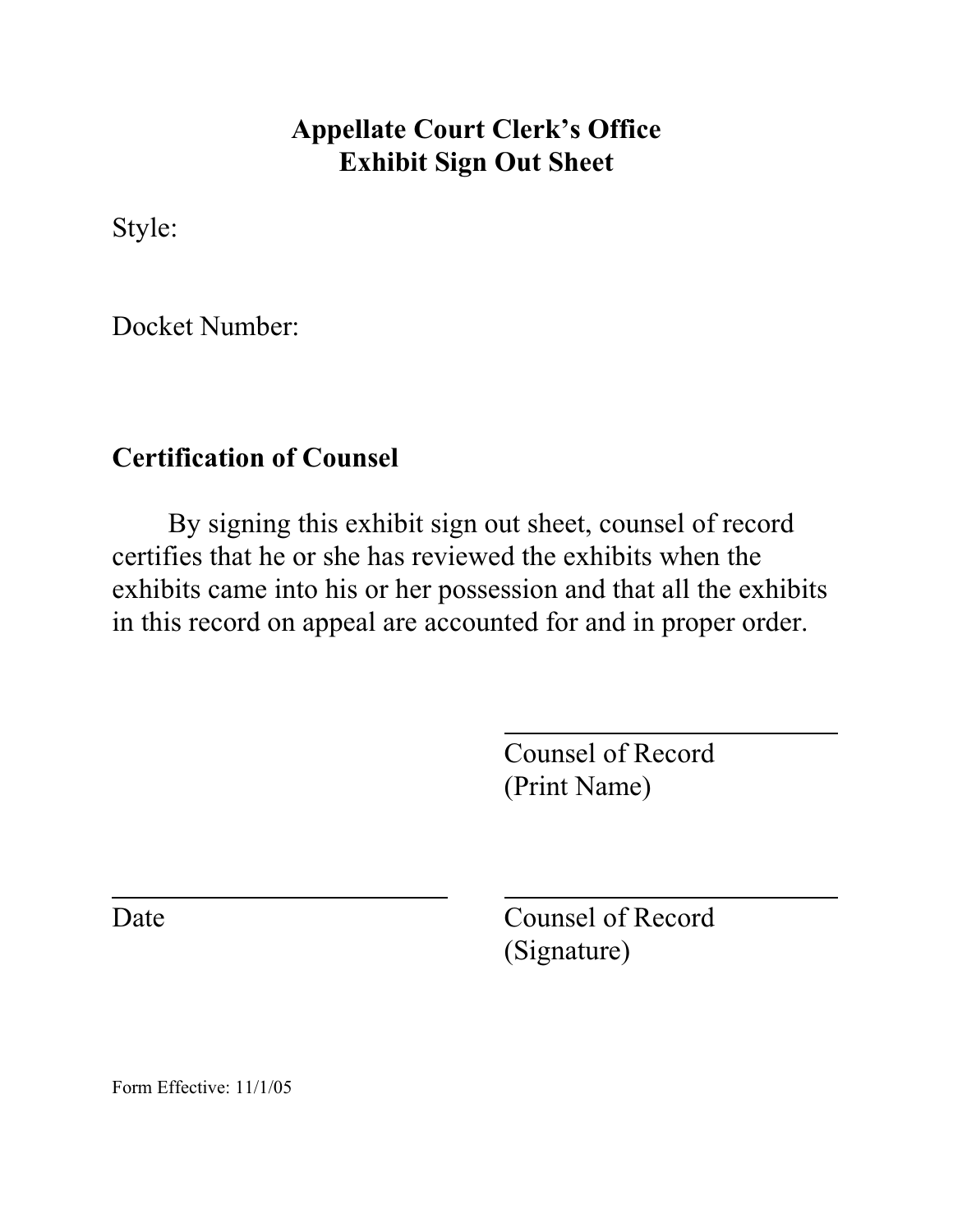# Appellate Court Clerk's Office
# Exhibit Sign Out Sheet

Style:

Docket Number:

**Certification of Counsel**

By signing this exhibit sign out sheet, counsel of record certifies that he or she has reviewed the exhibits when the exhibits came into his or her possession and that all the exhibits in this record on appeal are accounted for and in proper order.

\_\_\_\_\_\_\_\_\_\_\_\_\_\_\_\_\_\_\_\_\_\_\_\_\_\_\_\_
Counsel of Record
(Print Name)

\_\_\_\_\_\_\_\_\_\_\_\_\_\_\_\_\_\_\_\_\_\_\_\_\_\_\_\_
Date

\_\_\_\_\_\_\_\_\_\_\_\_\_\_\_\_\_\_\_\_\_\_\_\_\_\_\_\_
Counsel of Record
(Signature)

Form Effective: 11/1/05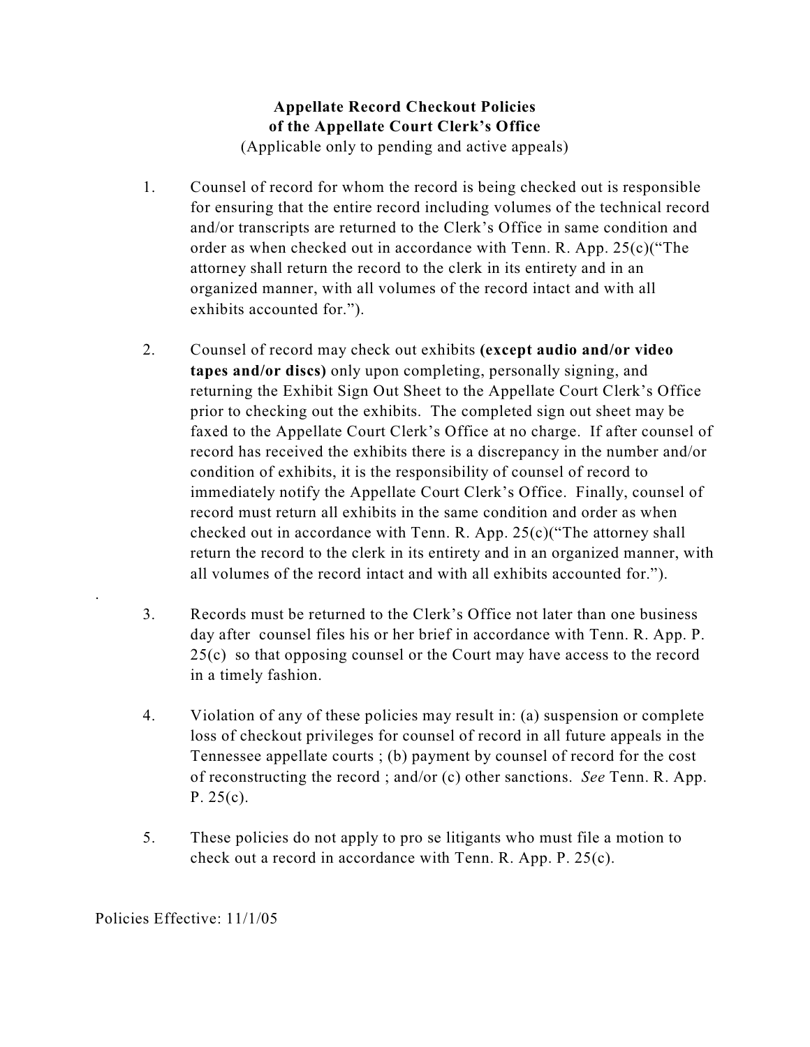**Appellate Record Checkout Policies**
**of the Appellate Court Clerk's Office**
(Applicable only to pending and active appeals)

1. Counsel of record for whom the record is being checked out is responsible for ensuring that the entire record including volumes of the technical record and/or transcripts are returned to the Clerk's Office in same condition and order as when checked out in accordance with Tenn. R. App. 25(c)("The attorney shall return the record to the clerk in its entirety and in an organized manner, with all volumes of the record intact and with all exhibits accounted for.").

2. Counsel of record may check out exhibits **(except audio and/or video tapes and/or discs)** only upon completing, personally signing, and returning the Exhibit Sign Out Sheet to the Appellate Court Clerk's Office prior to checking out the exhibits. The completed sign out sheet may be faxed to the Appellate Court Clerk's Office at no charge. If after counsel of record has received the exhibits there is a discrepancy in the number and/or condition of exhibits, it is the responsibility of counsel of record to immediately notify the Appellate Court Clerk's Office. Finally, counsel of record must return all exhibits in the same condition and order as when checked out in accordance with Tenn. R. App. 25(c)("The attorney shall return the record to the clerk in its entirety and in an organized manner, with all volumes of the record intact and with all exhibits accounted for.").

3. Records must be returned to the Clerk's Office not later than one business day after counsel files his or her brief in accordance with Tenn. R. App. P. 25(c) so that opposing counsel or the Court may have access to the record in a timely fashion.

4. Violation of any of these policies may result in: (a) suspension or complete loss of checkout privileges for counsel of record in all future appeals in the Tennessee appellate courts ; (b) payment by counsel of record for the cost of reconstructing the record ; and/or (c) other sanctions. *See* Tenn. R. App. P. 25(c).

5. These policies do not apply to pro se litigants who must file a motion to check out a record in accordance with Tenn. R. App. P. 25(c).

Policies Effective: 11/1/05